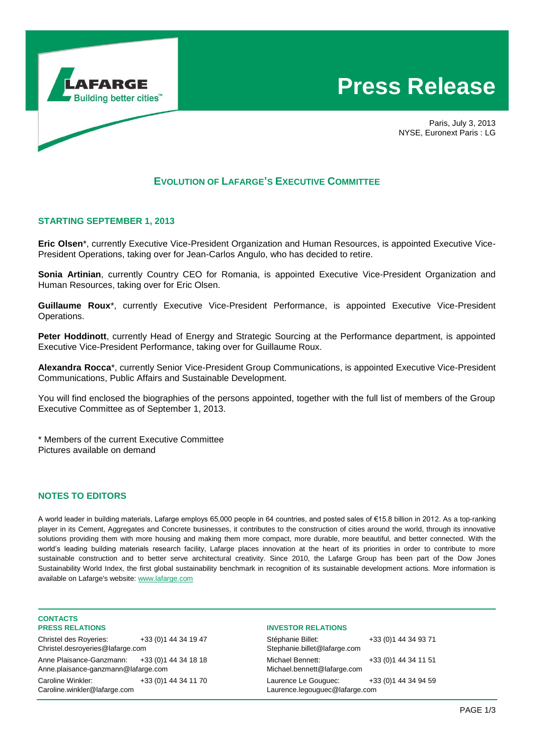# Press Release

Paris, July 3, 2013
NYSE, Euronext Paris : LG

## EVOLUTION OF LAFARGE'S EXECUTIVE COMMITTEE

### STARTING SEPTEMBER 1, 2013

**Eric Olsen***, currently Executive Vice-President Organization and Human Resources, is appointed Executive Vice-President Operations, taking over for Jean-Carlos Angulo, who has decided to retire.

**Sonia Artinian**, currently Country CEO for Romania, is appointed Executive Vice-President Organization and Human Resources, taking over for Eric Olsen.

**Guillaume Roux***, currently Executive Vice-President Performance, is appointed Executive Vice-President Operations.

**Peter Hoddinott**, currently Head of Energy and Strategic Sourcing at the Performance department, is appointed Executive Vice-President Performance, taking over for Guillaume Roux.

**Alexandra Rocca***, currently Senior Vice-President Group Communications, is appointed Executive Vice-President Communications, Public Affairs and Sustainable Development.

You will find enclosed the biographies of the persons appointed, together with the full list of members of the Group Executive Committee as of September 1, 2013.

* Members of the current Executive Committee
Pictures available on demand

### NOTES TO EDITORS

A world leader in building materials, Lafarge employs 65,000 people in 64 countries, and posted sales of €15.8 billion in 2012. As a top-ranking player in its Cement, Aggregates and Concrete businesses, it contributes to the construction of cities around the world, through its innovative solutions providing them with more housing and making them more compact, more durable, more beautiful, and better connected. With the world's leading building materials research facility, Lafarge places innovation at the heart of its priorities in order to contribute to more sustainable construction and to better serve architectural creativity. Since 2010, the Lafarge Group has been part of the Dow Jones Sustainability World Index, the first global sustainability benchmark in recognition of its sustainable development actions. More information is available on Lafarge's website: www.lafarge.com

### CONTACTS

**PRESS RELATIONS**

Christel des Royeries: +33 (0)1 44 34 19 47
Christel.desroyeries@lafarge.com

Anne Plaisance-Ganzmann: +33 (0)1 44 34 18 18
Anne.plaisance-ganzmann@lafarge.com

Caroline Winkler: +33 (0)1 44 34 11 70
Caroline.winkler@lafarge.com

**INVESTOR RELATIONS**

Stéphanie Billet: +33 (0)1 44 34 93 71
Stephanie.billet@lafarge.com

Michael Bennett: +33 (0)1 44 34 11 51
Michael.bennett@lafarge.com

Laurence Le Gouguec: +33 (0)1 44 34 94 59
Laurence.legouguec@lafarge.com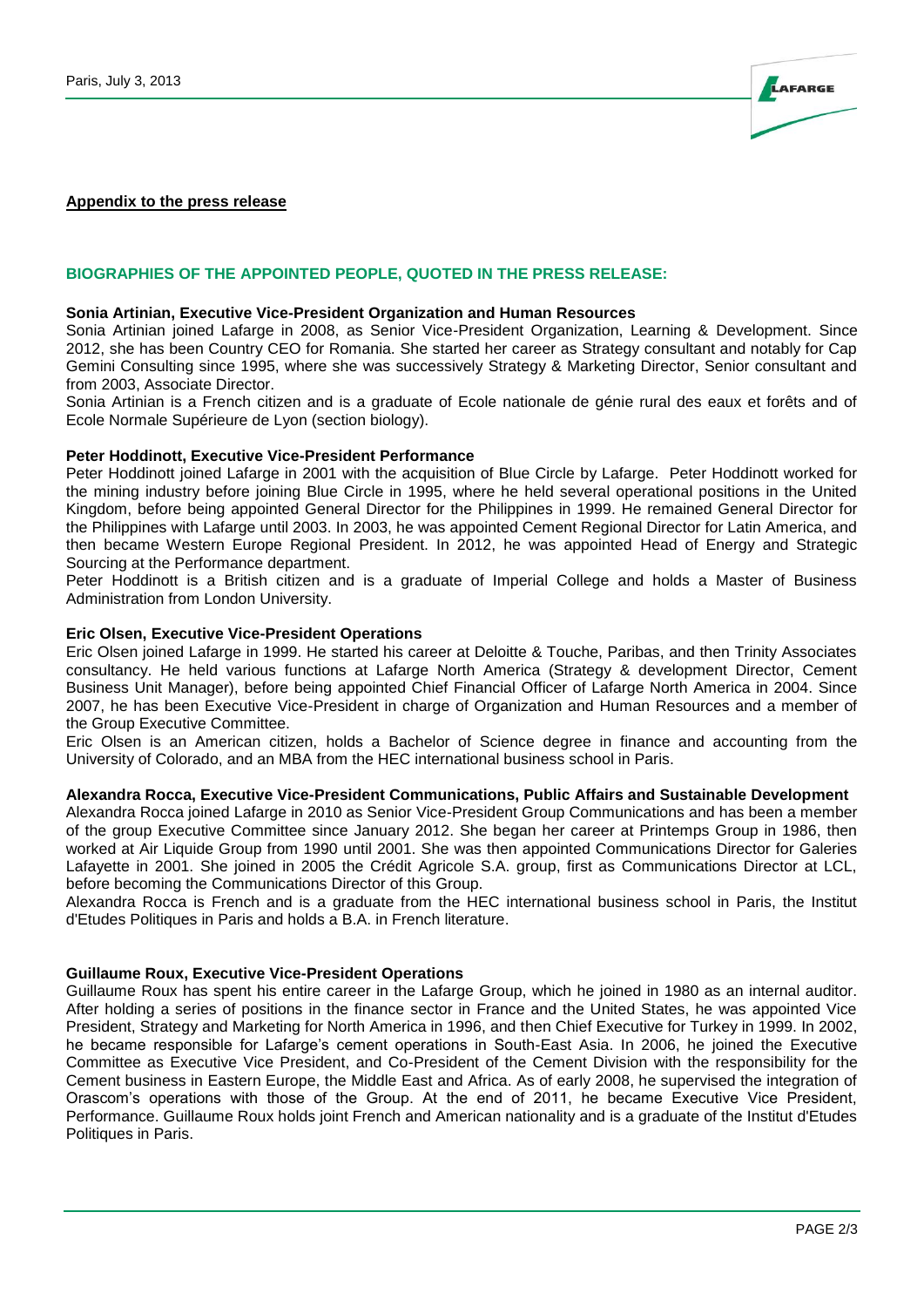Paris, July 3, 2013

**Appendix to the press release**

## BIOGRAPHIES OF THE APPOINTED PEOPLE, QUOTED IN THE PRESS RELEASE:

### Sonia Artinian, Executive Vice-President Organization and Human Resources

Sonia Artinian joined Lafarge in 2008, as Senior Vice-President Organization, Learning & Development. Since 2012, she has been Country CEO for Romania. She started her career as Strategy consultant and notably for Cap Gemini Consulting since 1995, where she was successively Strategy & Marketing Director, Senior consultant and from 2003, Associate Director.

Sonia Artinian is a French citizen and is a graduate of Ecole nationale de génie rural des eaux et forêts and of Ecole Normale Supérieure de Lyon (section biology).

### Peter Hoddinott, Executive Vice-President Performance

Peter Hoddinott joined Lafarge in 2001 with the acquisition of Blue Circle by Lafarge. Peter Hoddinott worked for the mining industry before joining Blue Circle in 1995, where he held several operational positions in the United Kingdom, before being appointed General Director for the Philippines in 1999. He remained General Director for the Philippines with Lafarge until 2003. In 2003, he was appointed Cement Regional Director for Latin America, and then became Western Europe Regional President. In 2012, he was appointed Head of Energy and Strategic Sourcing at the Performance department.

Peter Hoddinott is a British citizen and is a graduate of Imperial College and holds a Master of Business Administration from London University.

### Eric Olsen, Executive Vice-President Operations

Eric Olsen joined Lafarge in 1999. He started his career at Deloitte & Touche, Paribas, and then Trinity Associates consultancy. He held various functions at Lafarge North America (Strategy & development Director, Cement Business Unit Manager), before being appointed Chief Financial Officer of Lafarge North America in 2004. Since 2007, he has been Executive Vice-President in charge of Organization and Human Resources and a member of the Group Executive Committee.

Eric Olsen is an American citizen, holds a Bachelor of Science degree in finance and accounting from the University of Colorado, and an MBA from the HEC international business school in Paris.

### Alexandra Rocca, Executive Vice-President Communications, Public Affairs and Sustainable Development

Alexandra Rocca joined Lafarge in 2010 as Senior Vice-President Group Communications and has been a member of the group Executive Committee since January 2012. She began her career at Printemps Group in 1986, then worked at Air Liquide Group from 1990 until 2001. She was then appointed Communications Director for Galeries Lafayette in 2001. She joined in 2005 the Crédit Agricole S.A. group, first as Communications Director at LCL, before becoming the Communications Director of this Group.

Alexandra Rocca is French and is a graduate from the HEC international business school in Paris, the Institut d'Etudes Politiques in Paris and holds a B.A. in French literature.

### Guillaume Roux, Executive Vice-President Operations

Guillaume Roux has spent his entire career in the Lafarge Group, which he joined in 1980 as an internal auditor. After holding a series of positions in the finance sector in France and the United States, he was appointed Vice President, Strategy and Marketing for North America in 1996, and then Chief Executive for Turkey in 1999. In 2002, he became responsible for Lafarge's cement operations in South-East Asia. In 2006, he joined the Executive Committee as Executive Vice President, and Co-President of the Cement Division with the responsibility for the Cement business in Eastern Europe, the Middle East and Africa. As of early 2008, he supervised the integration of Orascom's operations with those of the Group. At the end of 2011, he became Executive Vice President, Performance. Guillaume Roux holds joint French and American nationality and is a graduate of the Institut d'Etudes Politiques in Paris.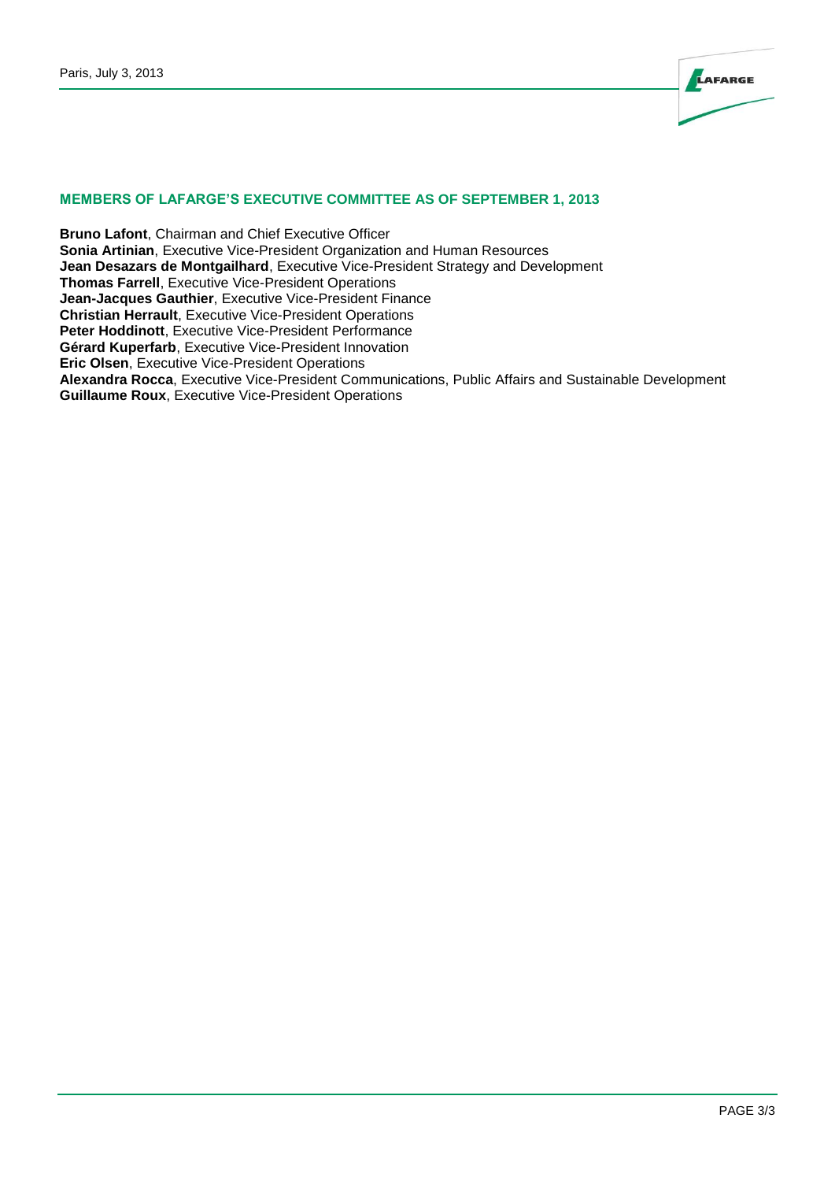Paris, July 3, 2013

## MEMBERS OF LAFARGE'S EXECUTIVE COMMITTEE AS OF SEPTEMBER 1, 2013

**Bruno Lafont**, Chairman and Chief Executive Officer
**Sonia Artinian**, Executive Vice-President Organization and Human Resources
**Jean Desazars de Montgailhard**, Executive Vice-President Strategy and Development
**Thomas Farrell**, Executive Vice-President Operations
**Jean-Jacques Gauthier**, Executive Vice-President Finance
**Christian Herrault**, Executive Vice-President Operations
**Peter Hoddinott**, Executive Vice-President Performance
**Gérard Kuperfarb**, Executive Vice-President Innovation
**Eric Olsen**, Executive Vice-President Operations
**Alexandra Rocca**, Executive Vice-President Communications, Public Affairs and Sustainable Development
**Guillaume Roux**, Executive Vice-President Operations